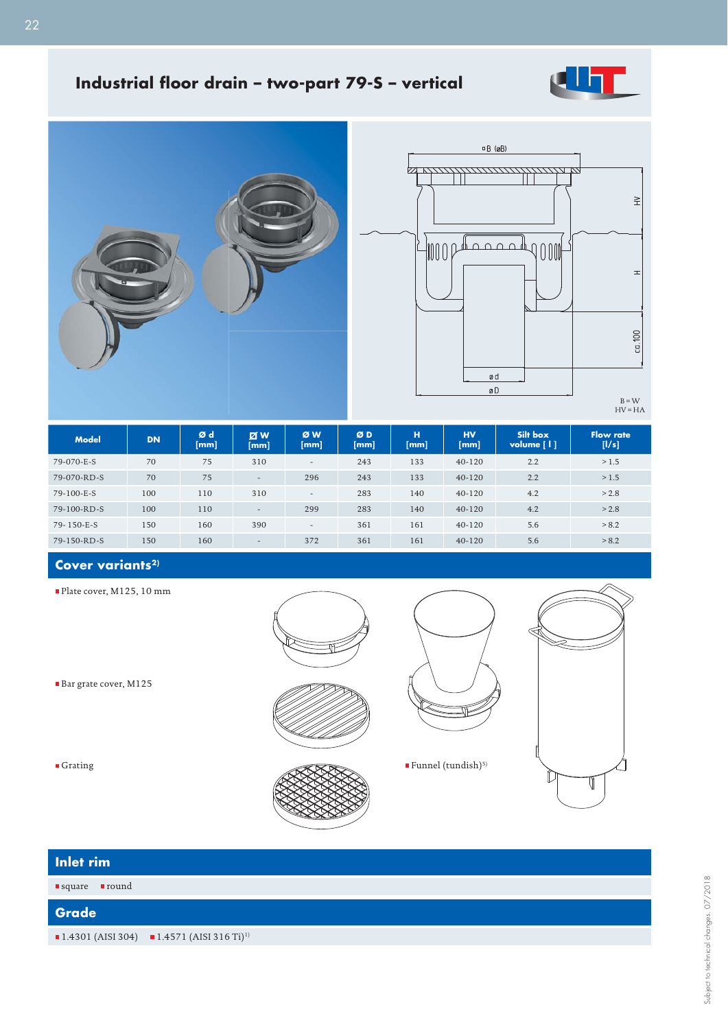# Industrial floor drain – two-part 79-S – vertical

B = W
HV = HA

| Model | DN | Ø d [mm] | ▢ W [mm] | Ø W [mm] | Ø D [mm] | H [mm] | HV [mm] | Silt box volume [ l ] | Flow rate [l/s] |
|---|---|---|---|---|---|---|---|---|---|
| 79-070-E-S | 70 | 75 | 310 | - | 243 | 133 | 40-120 | 2.2 | > 1.5 |
| 79-070-RD-S | 70 | 75 | - | 296 | 243 | 133 | 40-120 | 2.2 | > 1.5 |
| 79-100-E-S | 100 | 110 | 310 | - | 283 | 140 | 40-120 | 4.2 | > 2.8 |
| 79-100-RD-S | 100 | 110 | - | 299 | 283 | 140 | 40-120 | 4.2 | > 2.8 |
| 79- 150-E-S | 150 | 160 | 390 | - | 361 | 161 | 40-120 | 5.6 | > 8.2 |
| 79-150-RD-S | 150 | 160 | - | 372 | 361 | 161 | 40-120 | 5.6 | > 8.2 |

## Cover variants[2)]

- Plate cover, M125, 10 mm
- Bar grate cover, M125
- Grating
- Funnel (tundish)[5)]

## Inlet rim

- square
- round

## Grade

- 1.4301 (AISI 304)
- 1.4571 (AISI 316 Ti)[1)]

Subject to technical changes. 07/2018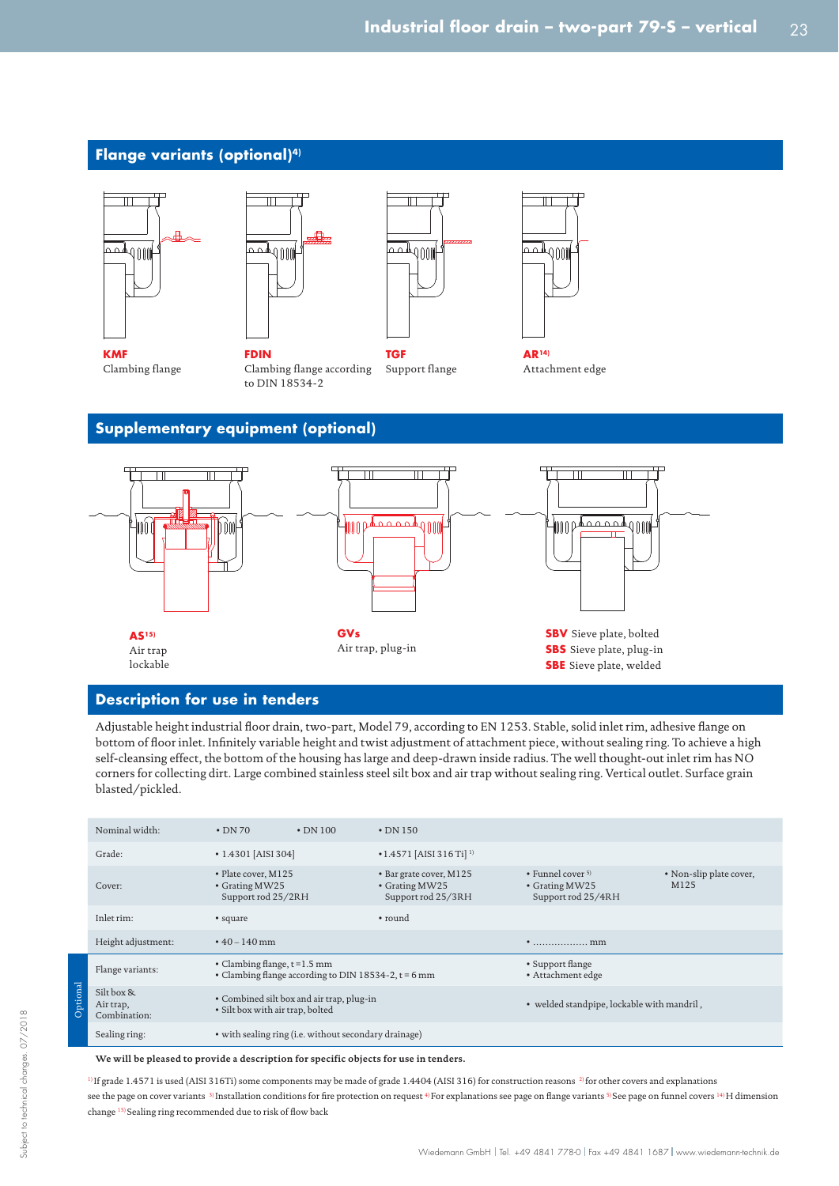## Flange variants (optional)[4)]

**KMF**
Clambing flange

**FDIN**
Clambing flange according to DIN 18534-2

**TGF**
Support flange

**AR**[14)]
Attachment edge

## Supplementary equipment (optional)

**AS**[15)]
Air trap
lockable

**GVs**
Air trap, plug-in

**SBV** Sieve plate, bolted
**SBS** Sieve plate, plug-in
**SBE** Sieve plate, welded

## Description for use in tenders

Adjustable height industrial floor drain, two-part, Model 79, according to EN 1253. Stable, solid inlet rim, adhesive flange on bottom of floor inlet. Infinitely variable height and twist adjustment of attachment piece, without sealing ring. To achieve a high self-cleansing effect, the bottom of the housing has large and deep-drawn inside radius. The well thought-out inlet rim has NO corners for collecting dirt. Large combined stainless steel silt box and air trap without sealing ring. Vertical outlet. Surface grain blasted/pickled.

| | | | | | |
|---|---|---|---|---|---|
| Nominal width: | • DN 70 | • DN 100 | • DN 150 | | |
| Grade: | • 1.4301 [AISI 304] | | • 1.4571 [AISI 316 Ti] [1)] | | |
| Cover: | • Plate cover, M125<br>• Grating MW25<br>Support rod 25/2RH | | • Bar grate cover, M125<br>• Grating MW25<br>Support rod 25/3RH | • Funnel cover [5)]<br>• Grating MW25<br>Support rod 25/4RH | • Non-slip plate cover, M125 |
| Inlet rim: | • square | | • round | | |
| Height adjustment: | • 40 – 140 mm | | | • ................. mm | |
| Flange variants: | • Clambing flange, t = 1.5 mm<br>• Clambing flange according to DIN 18534-2, t = 6 mm | | | • Support flange<br>• Attachment edge | |
| Silt box & Air trap, Combination: | • Combined silt box and air trap, plug-in<br>• Silt box with air trap, bolted | | | • welded standpipe, lockable with mandril , | |
| Sealing ring: | • with sealing ring (i.e. without secondary drainage) | | | | |

Optional

**We will be pleased to provide a description for specific objects for use in tenders.**

[1)] If grade 1.4571 is used (AISI 316Ti) some components may be made of grade 1.4404 (AISI 316) for construction reasons [2)] for other covers and explanations see the page on cover variants [3)] Installation conditions for fire protection on request [4)] For explanations see page on flange variants [5)] See page on funnel covers [14)] H dimension change [15)] Sealing ring recommended due to risk of flow back

Subject to technical changes. 07/2018